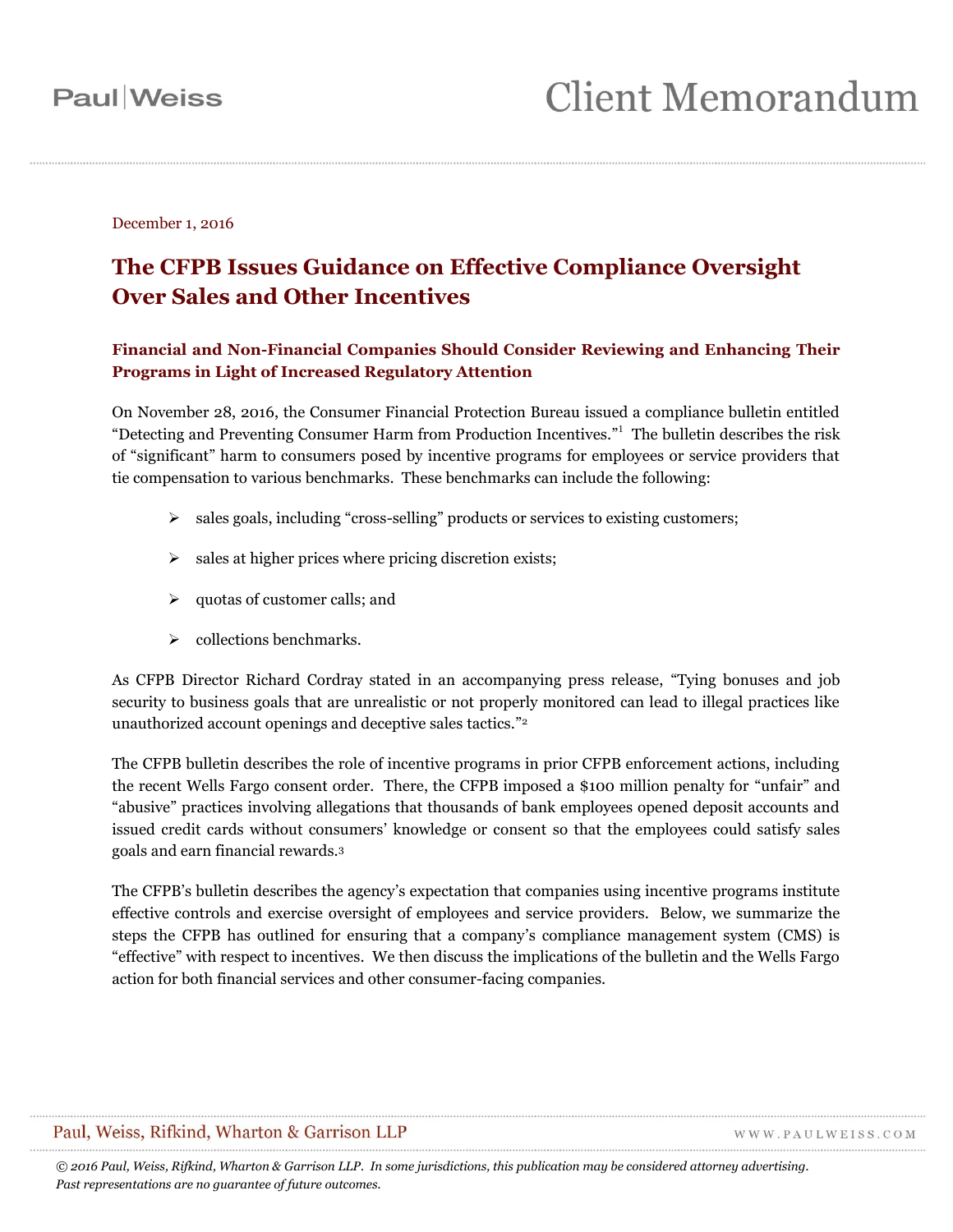December 1, 2016

# The CFPB Issues Guidance on Effective Compliance Oversight Over Sales and Other Incentives

### Financial and Non-Financial Companies Should Consider Reviewing and Enhancing Their Programs in Light of Increased Regulatory Attention

On November 28, 2016, the Consumer Financial Protection Bureau issued a compliance bulletin entitled "Detecting and Preventing Consumer Harm from Production Incentives."[1] The bulletin describes the risk of "significant" harm to consumers posed by incentive programs for employees or service providers that tie compensation to various benchmarks. These benchmarks can include the following:

- sales goals, including "cross-selling" products or services to existing customers;
- sales at higher prices where pricing discretion exists;
- quotas of customer calls; and
- collections benchmarks.

As CFPB Director Richard Cordray stated in an accompanying press release, "Tying bonuses and job security to business goals that are unrealistic or not properly monitored can lead to illegal practices like unauthorized account openings and deceptive sales tactics."[2]

The CFPB bulletin describes the role of incentive programs in prior CFPB enforcement actions, including the recent Wells Fargo consent order. There, the CFPB imposed a $100 million penalty for "unfair" and "abusive" practices involving allegations that thousands of bank employees opened deposit accounts and issued credit cards without consumers' knowledge or consent so that the employees could satisfy sales goals and earn financial rewards.[3]

The CFPB's bulletin describes the agency's expectation that companies using incentive programs institute effective controls and exercise oversight of employees and service providers. Below, we summarize the steps the CFPB has outlined for ensuring that a company's compliance management system (CMS) is "effective" with respect to incentives. We then discuss the implications of the bulletin and the Wells Fargo action for both financial services and other consumer-facing companies.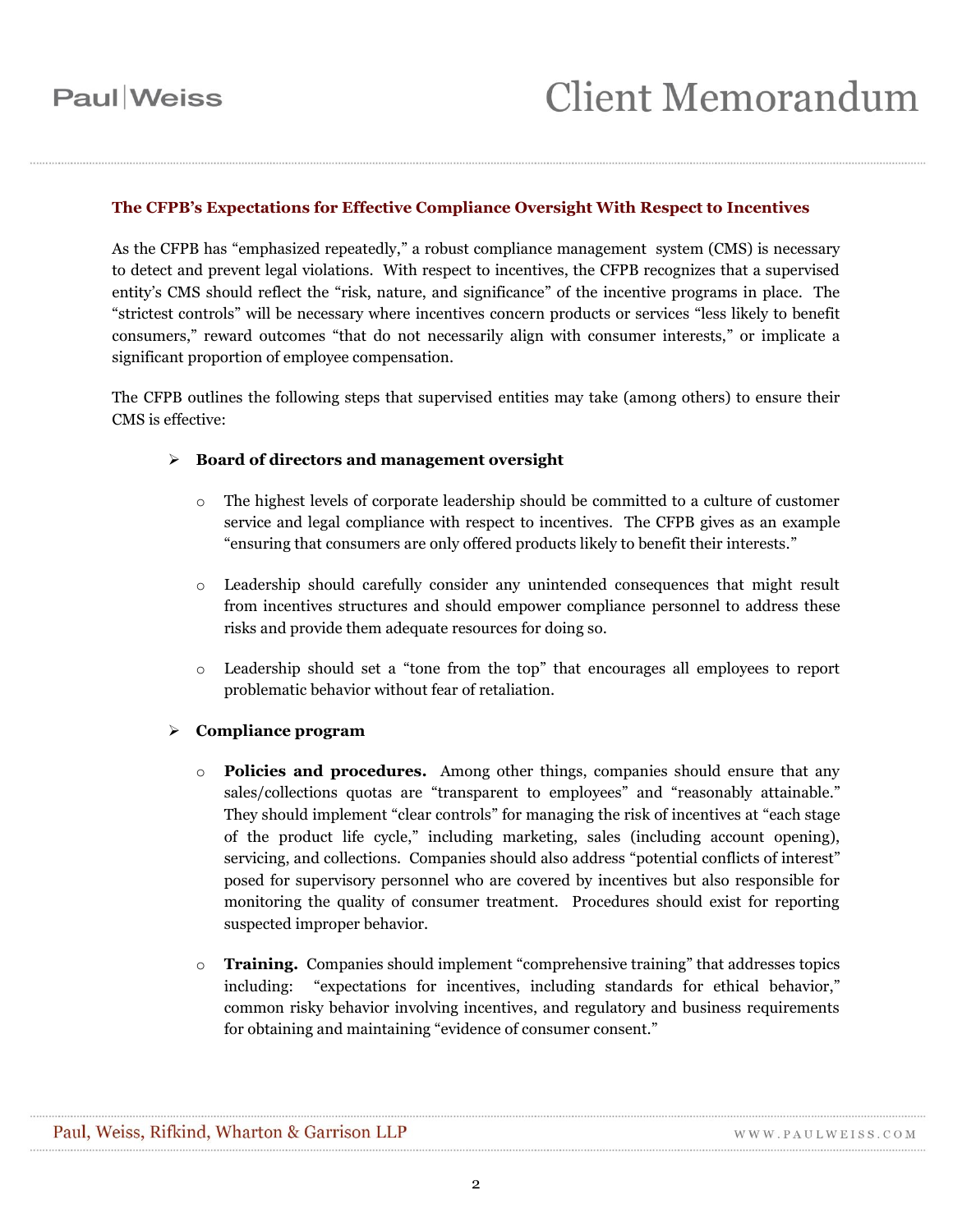### The CFPB's Expectations for Effective Compliance Oversight With Respect to Incentives

As the CFPB has "emphasized repeatedly," a robust compliance management system (CMS) is necessary to detect and prevent legal violations. With respect to incentives, the CFPB recognizes that a supervised entity's CMS should reflect the "risk, nature, and significance" of the incentive programs in place. The "strictest controls" will be necessary where incentives concern products or services "less likely to benefit consumers," reward outcomes "that do not necessarily align with consumer interests," or implicate a significant proportion of employee compensation.

The CFPB outlines the following steps that supervised entities may take (among others) to ensure their CMS is effective:

- **Board of directors and management oversight**
  - The highest levels of corporate leadership should be committed to a culture of customer service and legal compliance with respect to incentives. The CFPB gives as an example "ensuring that consumers are only offered products likely to benefit their interests."
  - Leadership should carefully consider any unintended consequences that might result from incentives structures and should empower compliance personnel to address these risks and provide them adequate resources for doing so.
  - Leadership should set a "tone from the top" that encourages all employees to report problematic behavior without fear of retaliation.

- **Compliance program**
  - **Policies and procedures.** Among other things, companies should ensure that any sales/collections quotas are "transparent to employees" and "reasonably attainable." They should implement "clear controls" for managing the risk of incentives at "each stage of the product life cycle," including marketing, sales (including account opening), servicing, and collections. Companies should also address "potential conflicts of interest" posed for supervisory personnel who are covered by incentives but also responsible for monitoring the quality of consumer treatment. Procedures should exist for reporting suspected improper behavior.
  - **Training.** Companies should implement "comprehensive training" that addresses topics including: "expectations for incentives, including standards for ethical behavior," common risky behavior involving incentives, and regulatory and business requirements for obtaining and maintaining "evidence of consumer consent."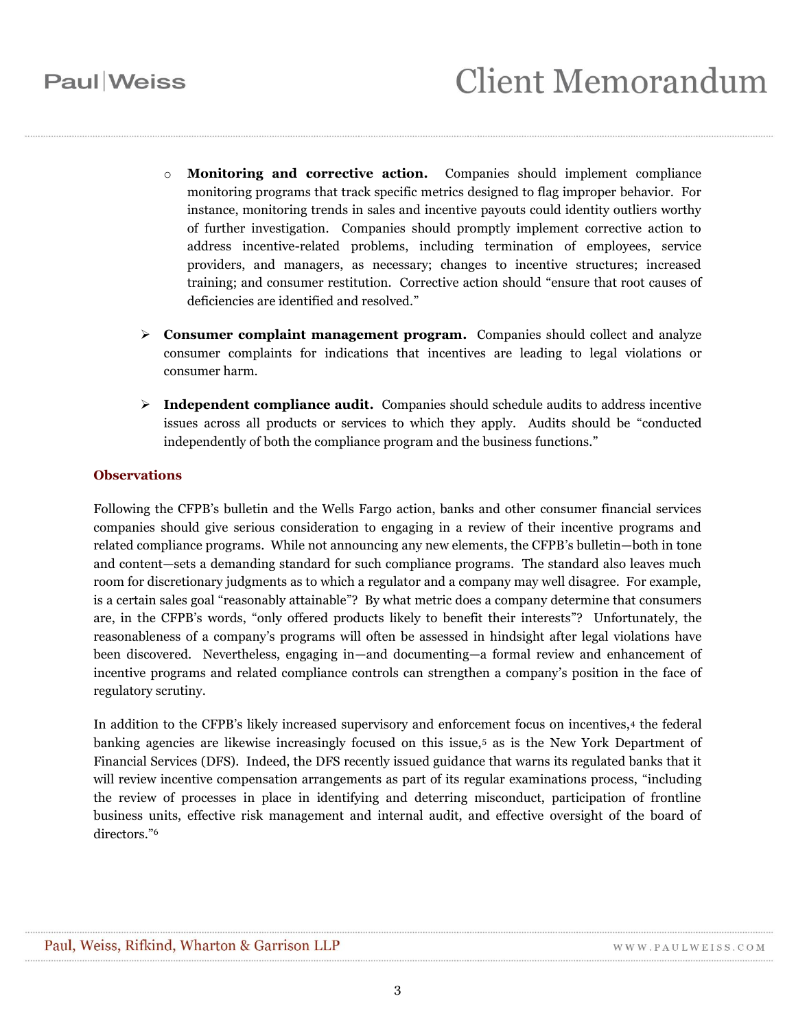- **Monitoring and corrective action.** Companies should implement compliance monitoring programs that track specific metrics designed to flag improper behavior. For instance, monitoring trends in sales and incentive payouts could identity outliers worthy of further investigation. Companies should promptly implement corrective action to address incentive-related problems, including termination of employees, service providers, and managers, as necessary; changes to incentive structures; increased training; and consumer restitution. Corrective action should "ensure that root causes of deficiencies are identified and resolved."

- **Consumer complaint management program.** Companies should collect and analyze consumer complaints for indications that incentives are leading to legal violations or consumer harm.

- **Independent compliance audit.** Companies should schedule audits to address incentive issues across all products or services to which they apply. Audits should be "conducted independently of both the compliance program and the business functions."

## Observations

Following the CFPB's bulletin and the Wells Fargo action, banks and other consumer financial services companies should give serious consideration to engaging in a review of their incentive programs and related compliance programs. While not announcing any new elements, the CFPB's bulletin—both in tone and content—sets a demanding standard for such compliance programs. The standard also leaves much room for discretionary judgments as to which a regulator and a company may well disagree. For example, is a certain sales goal "reasonably attainable"? By what metric does a company determine that consumers are, in the CFPB's words, "only offered products likely to benefit their interests"? Unfortunately, the reasonableness of a company's programs will often be assessed in hindsight after legal violations have been discovered. Nevertheless, engaging in—and documenting—a formal review and enhancement of incentive programs and related compliance controls can strengthen a company's position in the face of regulatory scrutiny.

In addition to the CFPB's likely increased supervisory and enforcement focus on incentives,[4] the federal banking agencies are likewise increasingly focused on this issue,[5] as is the New York Department of Financial Services (DFS). Indeed, the DFS recently issued guidance that warns its regulated banks that it will review incentive compensation arrangements as part of its regular examinations process, "including the review of processes in place in identifying and deterring misconduct, participation of frontline business units, effective risk management and internal audit, and effective oversight of the board of directors."[6]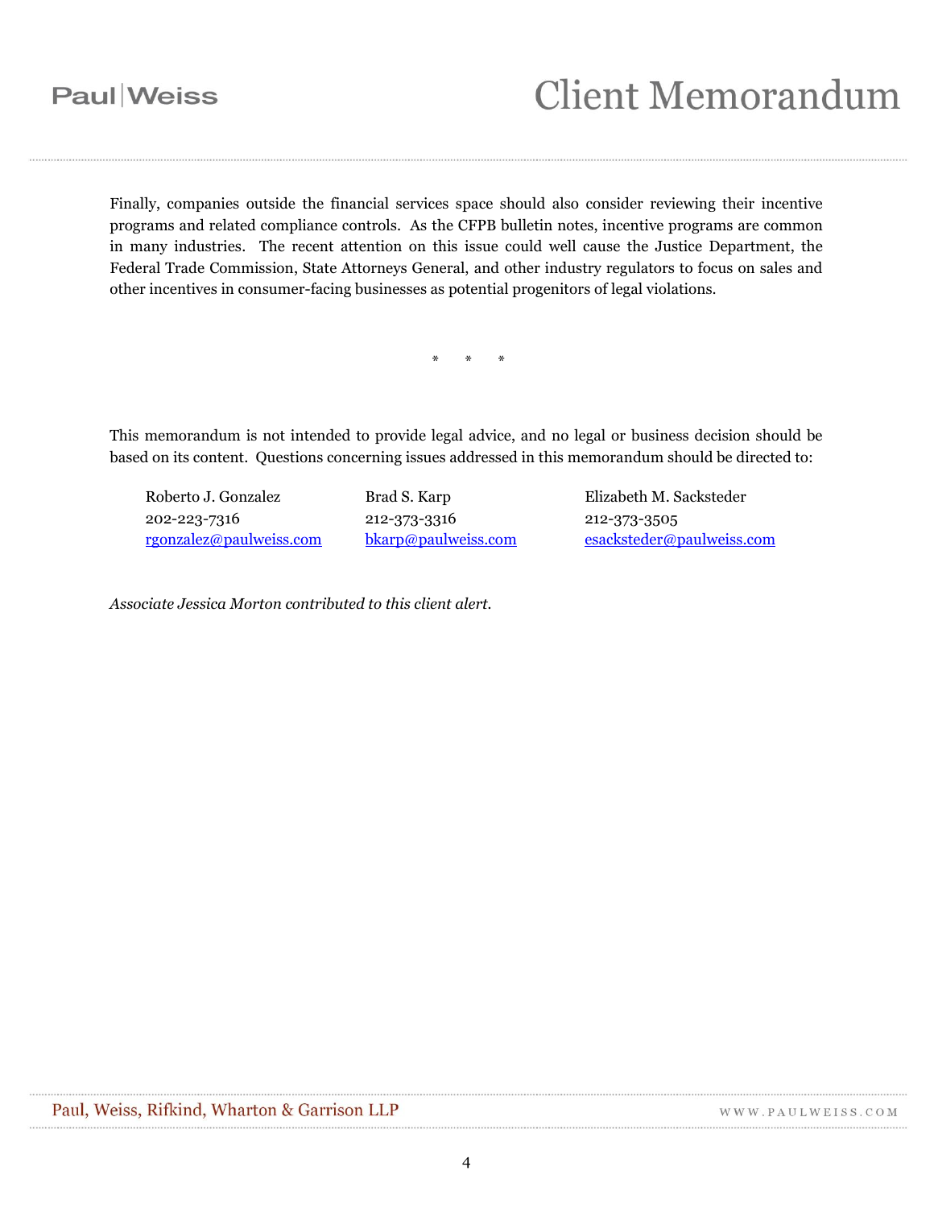Finally, companies outside the financial services space should also consider reviewing their incentive programs and related compliance controls. As the CFPB bulletin notes, incentive programs are common in many industries. The recent attention on this issue could well cause the Justice Department, the Federal Trade Commission, State Attorneys General, and other industry regulators to focus on sales and other incentives in consumer-facing businesses as potential progenitors of legal violations.

\*  \*  \*

This memorandum is not intended to provide legal advice, and no legal or business decision should be based on its content. Questions concerning issues addressed in this memorandum should be directed to:

| Roberto J. Gonzalez | Brad S. Karp | Elizabeth M. Sacksteder |
|---|---|---|
| 202-223-7316 | 212-373-3316 | 212-373-3505 |
| rgonzalez@paulweiss.com | bkarp@paulweiss.com | esacksteder@paulweiss.com |

*Associate Jessica Morton contributed to this client alert.*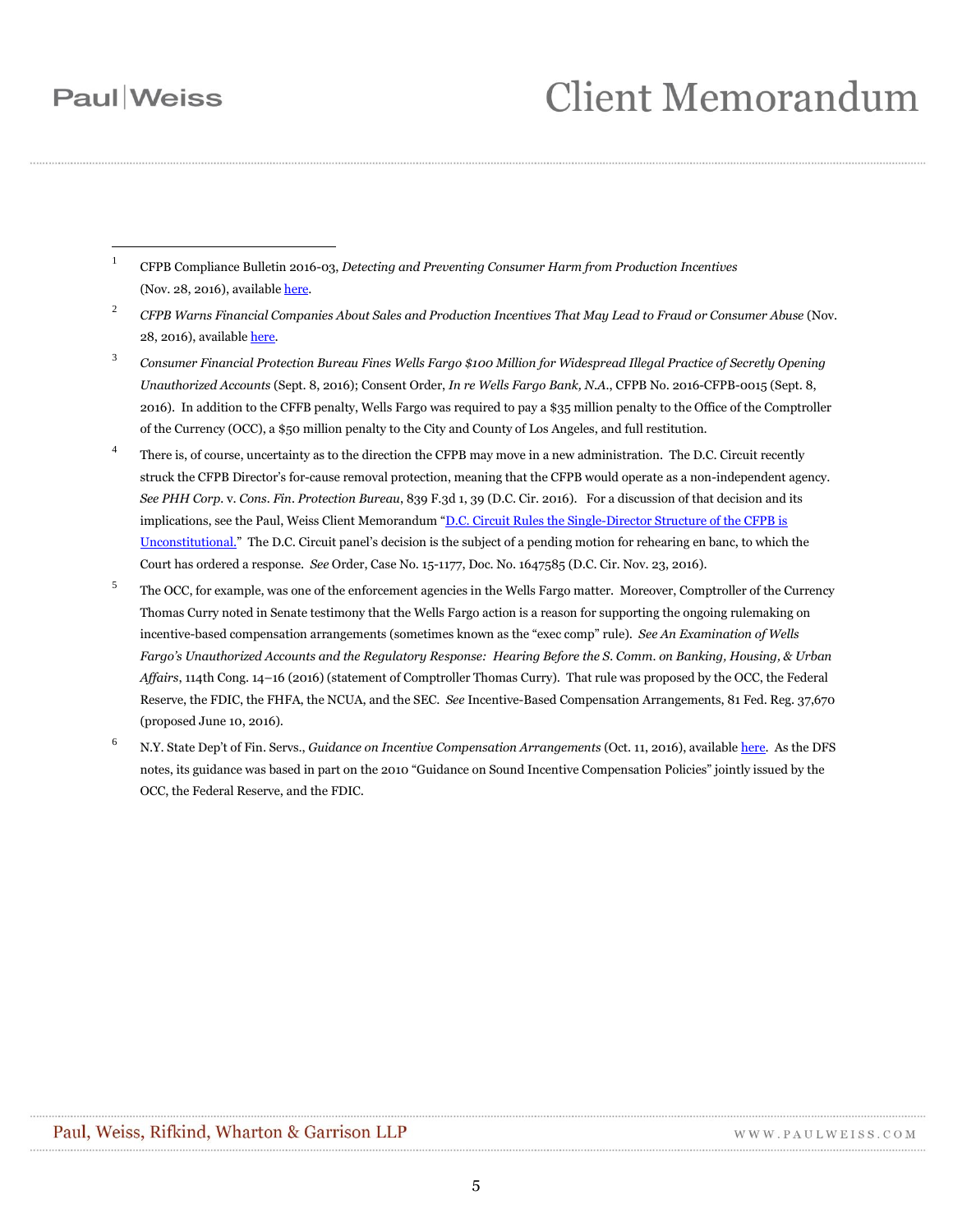[1] CFPB Compliance Bulletin 2016-03, *Detecting and Preventing Consumer Harm from Production Incentives* (Nov. 28, 2016), available [here](#).

[2] *CFPB Warns Financial Companies About Sales and Production Incentives That May Lead to Fraud or Consumer Abuse* (Nov. 28, 2016), available [here](#).

[3] *Consumer Financial Protection Bureau Fines Wells Fargo $100 Million for Widespread Illegal Practice of Secretly Opening Unauthorized Accounts* (Sept. 8, 2016); Consent Order, *In re Wells Fargo Bank, N.A.*, CFPB No. 2016-CFPB-0015 (Sept. 8, 2016). In addition to the CFFB penalty, Wells Fargo was required to pay a $35 million penalty to the Office of the Comptroller of the Currency (OCC), a $50 million penalty to the City and County of Los Angeles, and full restitution.

[4] There is, of course, uncertainty as to the direction the CFPB may move in a new administration. The D.C. Circuit recently struck the CFPB Director's for-cause removal protection, meaning that the CFPB would operate as a non-independent agency. *See PHH Corp.* v. *Cons. Fin. Protection Bureau*, 839 F.3d 1, 39 (D.C. Cir. 2016). For a discussion of that decision and its implications, see the Paul, Weiss Client Memorandum "[D.C. Circuit Rules the Single-Director Structure of the CFPB is Unconstitutional.](#)" The D.C. Circuit panel's decision is the subject of a pending motion for rehearing en banc, to which the Court has ordered a response. *See* Order, Case No. 15-1177, Doc. No. 1647585 (D.C. Cir. Nov. 23, 2016).

[5] The OCC, for example, was one of the enforcement agencies in the Wells Fargo matter. Moreover, Comptroller of the Currency Thomas Curry noted in Senate testimony that the Wells Fargo action is a reason for supporting the ongoing rulemaking on incentive-based compensation arrangements (sometimes known as the "exec comp" rule). *See An Examination of Wells Fargo's Unauthorized Accounts and the Regulatory Response: Hearing Before the S. Comm. on Banking, Housing, & Urban Affairs*, 114th Cong. 14–16 (2016) (statement of Comptroller Thomas Curry). That rule was proposed by the OCC, the Federal Reserve, the FDIC, the FHFA, the NCUA, and the SEC. *See* Incentive-Based Compensation Arrangements, 81 Fed. Reg. 37,670 (proposed June 10, 2016).

[6] N.Y. State Dep't of Fin. Servs., *Guidance on Incentive Compensation Arrangements* (Oct. 11, 2016), available [here](#). As the DFS notes, its guidance was based in part on the 2010 "Guidance on Sound Incentive Compensation Policies" jointly issued by the OCC, the Federal Reserve, and the FDIC.